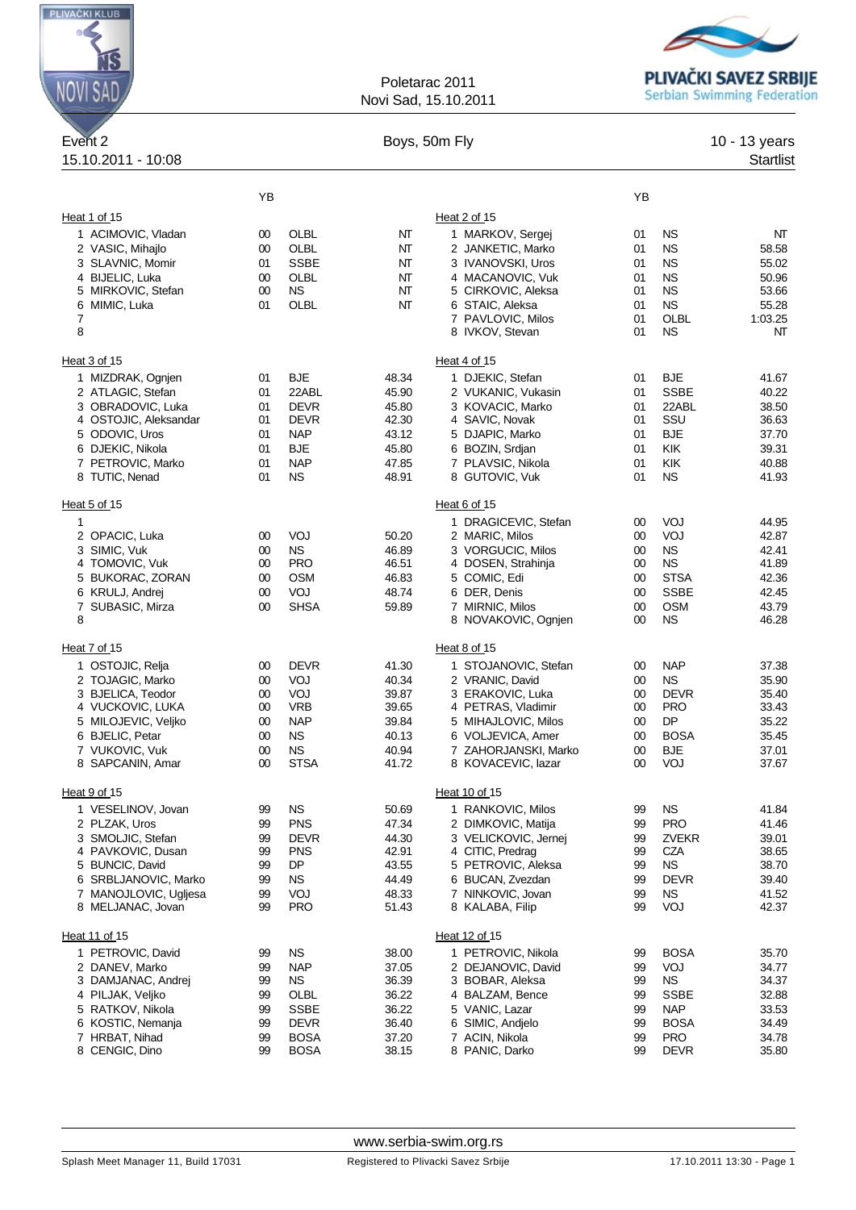Poletarac 2011
Novi Sad, 15.10.2011

PLIVAČKI SAVEZ SRBIJE
Serbian Swimming Federation

Event 2 — Boys, 50m Fly — 10 - 13 years

15.10.2011 - 10:08 — Startlist

**Heat 1 of 15**

| | Name | YB | Club | Time |
|---|---|---|---|---|
| 1 | ACIMOVIC, Vladan | 00 | OLBL | NT |
| 2 | VASIC, Mihajlo | 00 | OLBL | NT |
| 3 | SLAVNIC, Momir | 01 | SSBE | NT |
| 4 | BIJELIC, Luka | 00 | OLBL | NT |
| 5 | MIRKOVIC, Stefan | 00 | NS | NT |
| 6 | MIMIC, Luka | 01 | OLBL | NT |
| 7 | | | | |
| 8 | | | | |

**Heat 2 of 15**

| | Name | YB | Club | Time |
|---|---|---|---|---|
| 1 | MARKOV, Sergej | 01 | NS | NT |
| 2 | JANKETIC, Marko | 01 | NS | 58.58 |
| 3 | IVANOVSKI, Uros | 01 | NS | 55.02 |
| 4 | MACANOVIC, Vuk | 01 | NS | 50.96 |
| 5 | CIRKOVIC, Aleksa | 01 | NS | 53.66 |
| 6 | STAIC, Aleksa | 01 | NS | 55.28 |
| 7 | PAVLOVIC, Milos | 01 | OLBL | 1:03.25 |
| 8 | IVKOV, Stevan | 01 | NS | NT |

**Heat 3 of 15**

| | Name | YB | Club | Time |
|---|---|---|---|---|
| 1 | MIZDRAK, Ognjen | 01 | BJE | 48.34 |
| 2 | ATLAGIC, Stefan | 01 | 22ABL | 45.90 |
| 3 | OBRADOVIC, Luka | 01 | DEVR | 45.80 |
| 4 | OSTOJIC, Aleksandar | 01 | DEVR | 42.30 |
| 5 | ODOVIC, Uros | 01 | NAP | 43.12 |
| 6 | DJEKIC, Nikola | 01 | BJE | 45.80 |
| 7 | PETROVIC, Marko | 01 | NAP | 47.85 |
| 8 | TUTIC, Nenad | 01 | NS | 48.91 |

**Heat 4 of 15**

| | Name | YB | Club | Time |
|---|---|---|---|---|
| 1 | DJEKIC, Stefan | 01 | BJE | 41.67 |
| 2 | VUKANIC, Vukasin | 01 | SSBE | 40.22 |
| 3 | KOVACIC, Marko | 01 | 22ABL | 38.50 |
| 4 | SAVIC, Novak | 01 | SSU | 36.63 |
| 5 | DJAPIC, Marko | 01 | BJE | 37.70 |
| 6 | BOZIN, Srdjan | 01 | KIK | 39.31 |
| 7 | PLAVSIC, Nikola | 01 | KIK | 40.88 |
| 8 | GUTOVIC, Vuk | 01 | NS | 41.93 |

**Heat 5 of 15**

| | Name | YB | Club | Time |
|---|---|---|---|---|
| 1 | | | | |
| 2 | OPACIC, Luka | 00 | VOJ | 50.20 |
| 3 | SIMIC, Vuk | 00 | NS | 46.89 |
| 4 | TOMOVIC, Vuk | 00 | PRO | 46.51 |
| 5 | BUKORAC, ZORAN | 00 | OSM | 46.83 |
| 6 | KRULJ, Andrej | 00 | VOJ | 48.74 |
| 7 | SUBASIC, Mirza | 00 | SHSA | 59.89 |
| 8 | | | | |

**Heat 6 of 15**

| | Name | YB | Club | Time |
|---|---|---|---|---|
| 1 | DRAGICEVIC, Stefan | 00 | VOJ | 44.95 |
| 2 | MARIC, Milos | 00 | VOJ | 42.87 |
| 3 | VORGUCIC, Milos | 00 | NS | 42.41 |
| 4 | DOSEN, Strahinja | 00 | NS | 41.89 |
| 5 | COMIC, Edi | 00 | STSA | 42.36 |
| 6 | DER, Denis | 00 | SSBE | 42.45 |
| 7 | MIRNIC, Milos | 00 | OSM | 43.79 |
| 8 | NOVAKOVIC, Ognjen | 00 | NS | 46.28 |

**Heat 7 of 15**

| | Name | YB | Club | Time |
|---|---|---|---|---|
| 1 | OSTOJIC, Relja | 00 | DEVR | 41.30 |
| 2 | TOJAGIC, Marko | 00 | VOJ | 40.34 |
| 3 | BJELICA, Teodor | 00 | VOJ | 39.87 |
| 4 | VUCKOVIC, LUKA | 00 | VRB | 39.65 |
| 5 | MILOJEVIC, Veljko | 00 | NAP | 39.84 |
| 6 | BJELIC, Petar | 00 | NS | 40.13 |
| 7 | VUKOVIC, Vuk | 00 | NS | 40.94 |
| 8 | SAPCANIN, Amar | 00 | STSA | 41.72 |

**Heat 8 of 15**

| | Name | YB | Club | Time |
|---|---|---|---|---|
| 1 | STOJANOVIC, Stefan | 00 | NAP | 37.38 |
| 2 | VRANIC, David | 00 | NS | 35.90 |
| 3 | ERAKOVIC, Luka | 00 | DEVR | 35.40 |
| 4 | PETRAS, Vladimir | 00 | PRO | 33.43 |
| 5 | MIHAJLOVIC, Milos | 00 | DP | 35.22 |
| 6 | VOLJEVICA, Amer | 00 | BOSA | 35.45 |
| 7 | ZAHORJANSKI, Marko | 00 | BJE | 37.01 |
| 8 | KOVACEVIC, lazar | 00 | VOJ | 37.67 |

**Heat 9 of 15**

| | Name | YB | Club | Time |
|---|---|---|---|---|
| 1 | VESELINOV, Jovan | 99 | NS | 50.69 |
| 2 | PLZAK, Uros | 99 | PNS | 47.34 |
| 3 | SMOLJIC, Stefan | 99 | DEVR | 44.30 |
| 4 | PAVKOVIC, Dusan | 99 | PNS | 42.91 |
| 5 | BUNCIC, David | 99 | DP | 43.55 |
| 6 | SRBLJANOVIC, Marko | 99 | NS | 44.49 |
| 7 | MANOJLOVIC, Ugljesa | 99 | VOJ | 48.33 |
| 8 | MELJANAC, Jovan | 99 | PRO | 51.43 |

**Heat 10 of 15**

| | Name | YB | Club | Time |
|---|---|---|---|---|
| 1 | RANKOVIC, Milos | 99 | NS | 41.84 |
| 2 | DIMKOVIC, Matija | 99 | PRO | 41.46 |
| 3 | VELICKOVIC, Jernej | 99 | ZVEKR | 39.01 |
| 4 | CITIC, Predrag | 99 | CZA | 38.65 |
| 5 | PETROVIC, Aleksa | 99 | NS | 38.70 |
| 6 | BUCAN, Zvezdan | 99 | DEVR | 39.40 |
| 7 | NINKOVIC, Jovan | 99 | NS | 41.52 |
| 8 | KALABA, Filip | 99 | VOJ | 42.37 |

**Heat 11 of 15**

| | Name | YB | Club | Time |
|---|---|---|---|---|
| 1 | PETROVIC, David | 99 | NS | 38.00 |
| 2 | DANEV, Marko | 99 | NAP | 37.05 |
| 3 | DAMJANAC, Andrej | 99 | NS | 36.39 |
| 4 | PILJAK, Veljko | 99 | OLBL | 36.22 |
| 5 | RATKOV, Nikola | 99 | SSBE | 36.22 |
| 6 | KOSTIC, Nemanja | 99 | DEVR | 36.40 |
| 7 | HRBAT, Nihad | 99 | BOSA | 37.20 |
| 8 | CENGIC, Dino | 99 | BOSA | 38.15 |

**Heat 12 of 15**

| | Name | YB | Club | Time |
|---|---|---|---|---|
| 1 | PETROVIC, Nikola | 99 | BOSA | 35.70 |
| 2 | DEJANOVIC, David | 99 | VOJ | 34.77 |
| 3 | BOBAR, Aleksa | 99 | NS | 34.37 |
| 4 | BALZAM, Bence | 99 | SSBE | 32.88 |
| 5 | VANIC, Lazar | 99 | NAP | 33.53 |
| 6 | SIMIC, Andjelo | 99 | BOSA | 34.49 |
| 7 | ACIN, Nikola | 99 | PRO | 34.78 |
| 8 | PANIC, Darko | 99 | DEVR | 35.80 |

www.serbia-swim.org.rs

Splash Meet Manager 11, Build 17031 — Registered to Plivacki Savez Srbije — 17.10.2011 13:30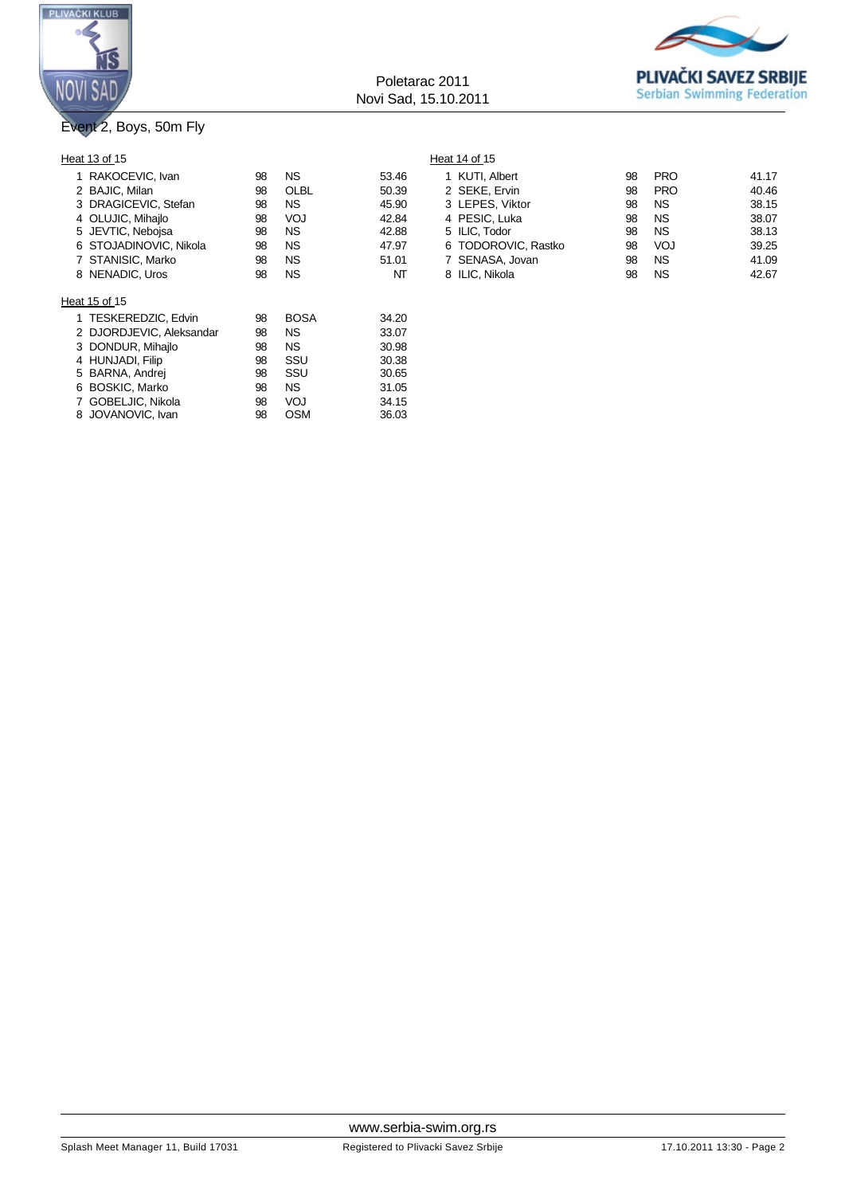Poletarac 2011
Novi Sad, 15.10.2011

## Event 2, Boys, 50m Fly

Heat 13 of 15

| | | | | |
|---|---|---|---|---|
| 1 | RAKOCEVIC, Ivan | 98 | NS | 53.46 |
| 2 | BAJIC, Milan | 98 | OLBL | 50.39 |
| 3 | DRAGICEVIC, Stefan | 98 | NS | 45.90 |
| 4 | OLUJIC, Mihajlo | 98 | VOJ | 42.84 |
| 5 | JEVTIC, Nebojsa | 98 | NS | 42.88 |
| 6 | STOJADINOVIC, Nikola | 98 | NS | 47.97 |
| 7 | STANISIC, Marko | 98 | NS | 51.01 |
| 8 | NENADIC, Uros | 98 | NS | NT |

Heat 14 of 15

| | | | | |
|---|---|---|---|---|
| 1 | KUTI, Albert | 98 | PRO | 41.17 |
| 2 | SEKE, Ervin | 98 | PRO | 40.46 |
| 3 | LEPES, Viktor | 98 | NS | 38.15 |
| 4 | PESIC, Luka | 98 | NS | 38.07 |
| 5 | ILIC, Todor | 98 | NS | 38.13 |
| 6 | TODOROVIC, Rastko | 98 | VOJ | 39.25 |
| 7 | SENASA, Jovan | 98 | NS | 41.09 |
| 8 | ILIC, Nikola | 98 | NS | 42.67 |

Heat 15 of 15

| | | | | |
|---|---|---|---|---|
| 1 | TESKEREDZIC, Edvin | 98 | BOSA | 34.20 |
| 2 | DJORDJEVIC, Aleksandar | 98 | NS | 33.07 |
| 3 | DONDUR, Mihajlo | 98 | NS | 30.98 |
| 4 | HUNJADI, Filip | 98 | SSU | 30.38 |
| 5 | BARNA, Andrej | 98 | SSU | 30.65 |
| 6 | BOSKIC, Marko | 98 | NS | 31.05 |
| 7 | GOBELJIC, Nikola | 98 | VOJ | 34.15 |
| 8 | JOVANOVIC, Ivan | 98 | OSM | 36.03 |